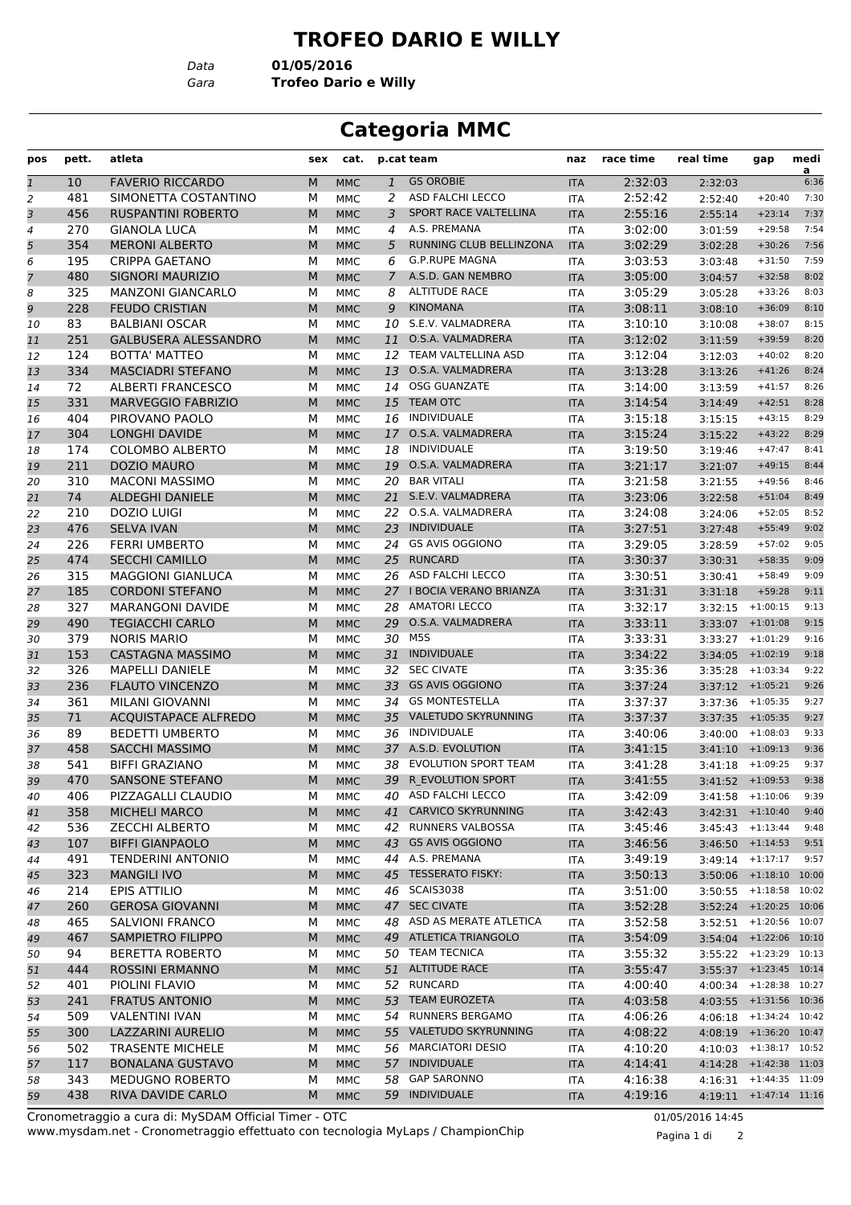# TROFEO DARIO E WILLY

Data **01/05/2016**
Gara **Trofeo Dario e Willy**

## Categoria MMC

| pos | pett. | atleta | sex | cat. | p.cat | team | naz | race time | real time | gap | media |
|---|---|---|---|---|---|---|---|---|---|---|---|
| 1 | 10 | FAVERIO RICCARDO | M | MMC | 1 | GS OROBIE | ITA | 2:32:03 | 2:32:03 | | 6:36 |
| 2 | 481 | SIMONETTA COSTANTINO | M | MMC | 2 | ASD FALCHI LECCO | ITA | 2:52:42 | 2:52:40 | +20:40 | 7:30 |
| 3 | 456 | RUSPANTINI ROBERTO | M | MMC | 3 | SPORT RACE VALTELLINA | ITA | 2:55:16 | 2:55:14 | +23:14 | 7:37 |
| 4 | 270 | GIANOLA LUCA | M | MMC | 4 | A.S. PREMANA | ITA | 3:02:00 | 3:01:59 | +29:58 | 7:54 |
| 5 | 354 | MERONI ALBERTO | M | MMC | 5 | RUNNING CLUB BELLINZONA | ITA | 3:02:29 | 3:02:28 | +30:26 | 7:56 |
| 6 | 195 | CRIPPA GAETANO | M | MMC | 6 | G.P.RUPE MAGNA | ITA | 3:03:53 | 3:03:48 | +31:50 | 7:59 |
| 7 | 480 | SIGNORI MAURIZIO | M | MMC | 7 | A.S.D. GAN NEMBRO | ITA | 3:05:00 | 3:04:57 | +32:58 | 8:02 |
| 8 | 325 | MANZONI GIANCARLO | M | MMC | 8 | ALTITUDE RACE | ITA | 3:05:29 | 3:05:28 | +33:26 | 8:03 |
| 9 | 228 | FEUDO CRISTIAN | M | MMC | 9 | KINOMANA | ITA | 3:08:11 | 3:08:10 | +36:09 | 8:10 |
| 10 | 83 | BALBIANI OSCAR | M | MMC | 10 | S.E.V. VALMADRERA | ITA | 3:10:10 | 3:10:08 | +38:07 | 8:15 |
| 11 | 251 | GALBUSERA ALESSANDRO | M | MMC | 11 | O.S.A. VALMADRERA | ITA | 3:12:02 | 3:11:59 | +39:59 | 8:20 |
| 12 | 124 | BOTTA' MATTEO | M | MMC | 12 | TEAM VALTELLINA ASD | ITA | 3:12:04 | 3:12:03 | +40:02 | 8:20 |
| 13 | 334 | MASCIADRI STEFANO | M | MMC | 13 | O.S.A. VALMADRERA | ITA | 3:13:28 | 3:13:26 | +41:26 | 8:24 |
| 14 | 72 | ALBERTI FRANCESCO | M | MMC | 14 | OSG GUANZATE | ITA | 3:14:00 | 3:13:59 | +41:57 | 8:26 |
| 15 | 331 | MARVEGGIO FABRIZIO | M | MMC | 15 | TEAM OTC | ITA | 3:14:54 | 3:14:49 | +42:51 | 8:28 |
| 16 | 404 | PIROVANO PAOLO | M | MMC | 16 | INDIVIDUALE | ITA | 3:15:18 | 3:15:15 | +43:15 | 8:29 |
| 17 | 304 | LONGHI DAVIDE | M | MMC | 17 | O.S.A. VALMADRERA | ITA | 3:15:24 | 3:15:22 | +43:22 | 8:29 |
| 18 | 174 | COLOMBO ALBERTO | M | MMC | 18 | INDIVIDUALE | ITA | 3:19:50 | 3:19:46 | +47:47 | 8:41 |
| 19 | 211 | DOZIO MAURO | M | MMC | 19 | O.S.A. VALMADRERA | ITA | 3:21:17 | 3:21:07 | +49:15 | 8:44 |
| 20 | 310 | MACONI MASSIMO | M | MMC | 20 | BAR VITALI | ITA | 3:21:58 | 3:21:55 | +49:56 | 8:46 |
| 21 | 74 | ALDEGHI DANIELE | M | MMC | 21 | S.E.V. VALMADRERA | ITA | 3:23:06 | 3:22:58 | +51:04 | 8:49 |
| 22 | 210 | DOZIO LUIGI | M | MMC | 22 | O.S.A. VALMADRERA | ITA | 3:24:08 | 3:24:06 | +52:05 | 8:52 |
| 23 | 476 | SELVA IVAN | M | MMC | 23 | INDIVIDUALE | ITA | 3:27:51 | 3:27:48 | +55:49 | 9:02 |
| 24 | 226 | FERRI UMBERTO | M | MMC | 24 | GS AVIS OGGIONO | ITA | 3:29:05 | 3:28:59 | +57:02 | 9:05 |
| 25 | 474 | SECCHI CAMILLO | M | MMC | 25 | RUNCARD | ITA | 3:30:37 | 3:30:31 | +58:35 | 9:09 |
| 26 | 315 | MAGGIONI GIANLUCA | M | MMC | 26 | ASD FALCHI LECCO | ITA | 3:30:51 | 3:30:41 | +58:49 | 9:09 |
| 27 | 185 | CORDONI STEFANO | M | MMC | 27 | I BOCIA VERANO BRIANZA | ITA | 3:31:31 | 3:31:18 | +59:28 | 9:11 |
| 28 | 327 | MARANGONI DAVIDE | M | MMC | 28 | AMATORI LECCO | ITA | 3:32:17 | 3:32:15 | +1:00:15 | 9:13 |
| 29 | 490 | TEGIACCHI CARLO | M | MMC | 29 | O.S.A. VALMADRERA | ITA | 3:33:11 | 3:33:07 | +1:01:08 | 9:15 |
| 30 | 379 | NORIS MARIO | M | MMC | 30 | M5S | ITA | 3:33:31 | 3:33:27 | +1:01:29 | 9:16 |
| 31 | 153 | CASTAGNA MASSIMO | M | MMC | 31 | INDIVIDUALE | ITA | 3:34:22 | 3:34:05 | +1:02:19 | 9:18 |
| 32 | 326 | MAPELLI DANIELE | M | MMC | 32 | SEC CIVATE | ITA | 3:35:36 | 3:35:28 | +1:03:34 | 9:22 |
| 33 | 236 | FLAUTO VINCENZO | M | MMC | 33 | GS AVIS OGGIONO | ITA | 3:37:24 | 3:37:12 | +1:05:21 | 9:26 |
| 34 | 361 | MILANI GIOVANNI | M | MMC | 34 | GS MONTESTELLA | ITA | 3:37:37 | 3:37:36 | +1:05:35 | 9:27 |
| 35 | 71 | ACQUISTAPACE ALFREDO | M | MMC | 35 | VALETUDO SKYRUNNING | ITA | 3:37:37 | 3:37:35 | +1:05:35 | 9:27 |
| 36 | 89 | BEDETTI UMBERTO | M | MMC | 36 | INDIVIDUALE | ITA | 3:40:06 | 3:40:00 | +1:08:03 | 9:33 |
| 37 | 458 | SACCHI MASSIMO | M | MMC | 37 | A.S.D. EVOLUTION | ITA | 3:41:15 | 3:41:10 | +1:09:13 | 9:36 |
| 38 | 541 | BIFFI GRAZIANO | M | MMC | 38 | EVOLUTION SPORT TEAM | ITA | 3:41:28 | 3:41:18 | +1:09:25 | 9:37 |
| 39 | 470 | SANSONE STEFANO | M | MMC | 39 | R_EVOLUTION SPORT | ITA | 3:41:55 | 3:41:52 | +1:09:53 | 9:38 |
| 40 | 406 | PIZZAGALLI CLAUDIO | M | MMC | 40 | ASD FALCHI LECCO | ITA | 3:42:09 | 3:41:58 | +1:10:06 | 9:39 |
| 41 | 358 | MICHELI MARCO | M | MMC | 41 | CARVICO SKYRUNNING | ITA | 3:42:43 | 3:42:31 | +1:10:40 | 9:40 |
| 42 | 536 | ZECCHI ALBERTO | M | MMC | 42 | RUNNERS VALBOSSA | ITA | 3:45:46 | 3:45:43 | +1:13:44 | 9:48 |
| 43 | 107 | BIFFI GIANPAOLO | M | MMC | 43 | GS AVIS OGGIONO | ITA | 3:46:56 | 3:46:50 | +1:14:53 | 9:51 |
| 44 | 491 | TENDERINI ANTONIO | M | MMC | 44 | A.S. PREMANA | ITA | 3:49:19 | 3:49:14 | +1:17:17 | 9:57 |
| 45 | 323 | MANGILI IVO | M | MMC | 45 | TESSERATO FISKY: | ITA | 3:50:13 | 3:50:06 | +1:18:10 | 10:00 |
| 46 | 214 | EPIS ATTILIO | M | MMC | 46 | SCAIS3038 | ITA | 3:51:00 | 3:50:55 | +1:18:58 | 10:02 |
| 47 | 260 | GEROSA GIOVANNI | M | MMC | 47 | SEC CIVATE | ITA | 3:52:28 | 3:52:24 | +1:20:25 | 10:06 |
| 48 | 465 | SALVIONI FRANCO | M | MMC | 48 | ASD AS MERATE ATLETICA | ITA | 3:52:58 | 3:52:51 | +1:20:56 | 10:07 |
| 49 | 467 | SAMPIETRO FILIPPO | M | MMC | 49 | ATLETICA TRIANGOLO | ITA | 3:54:09 | 3:54:04 | +1:22:06 | 10:10 |
| 50 | 94 | BERETTA ROBERTO | M | MMC | 50 | TEAM TECNICA | ITA | 3:55:32 | 3:55:22 | +1:23:29 | 10:13 |
| 51 | 444 | ROSSINI ERMANNO | M | MMC | 51 | ALTITUDE RACE | ITA | 3:55:47 | 3:55:37 | +1:23:45 | 10:14 |
| 52 | 401 | PIOLINI FLAVIO | M | MMC | 52 | RUNCARD | ITA | 4:00:40 | 4:00:34 | +1:28:38 | 10:27 |
| 53 | 241 | FRATUS ANTONIO | M | MMC | 53 | TEAM EUROZETA | ITA | 4:03:58 | 4:03:55 | +1:31:56 | 10:36 |
| 54 | 509 | VALENTINI IVAN | M | MMC | 54 | RUNNERS BERGAMO | ITA | 4:06:26 | 4:06:18 | +1:34:24 | 10:42 |
| 55 | 300 | LAZZARINI AURELIO | M | MMC | 55 | VALETUDO SKYRUNNING | ITA | 4:08:22 | 4:08:19 | +1:36:20 | 10:47 |
| 56 | 502 | TRASENTE MICHELE | M | MMC | 56 | MARCIATORI DESIO | ITA | 4:10:20 | 4:10:03 | +1:38:17 | 10:52 |
| 57 | 117 | BONALANA GUSTAVO | M | MMC | 57 | INDIVIDUALE | ITA | 4:14:41 | 4:14:28 | +1:42:38 | 11:03 |
| 58 | 343 | MEDUGNO ROBERTO | M | MMC | 58 | GAP SARONNO | ITA | 4:16:38 | 4:16:31 | +1:44:35 | 11:09 |
| 59 | 438 | RIVA DAVIDE CARLO | M | MMC | 59 | INDIVIDUALE | ITA | 4:19:16 | 4:19:11 | +1:47:14 | 11:16 |

Cronometraggio a cura di: MySDAM Official Timer - OTC
www.mysdam.net - Cronometraggio effettuato con tecnologia MyLaps / ChampionChip

01/05/2016 14:45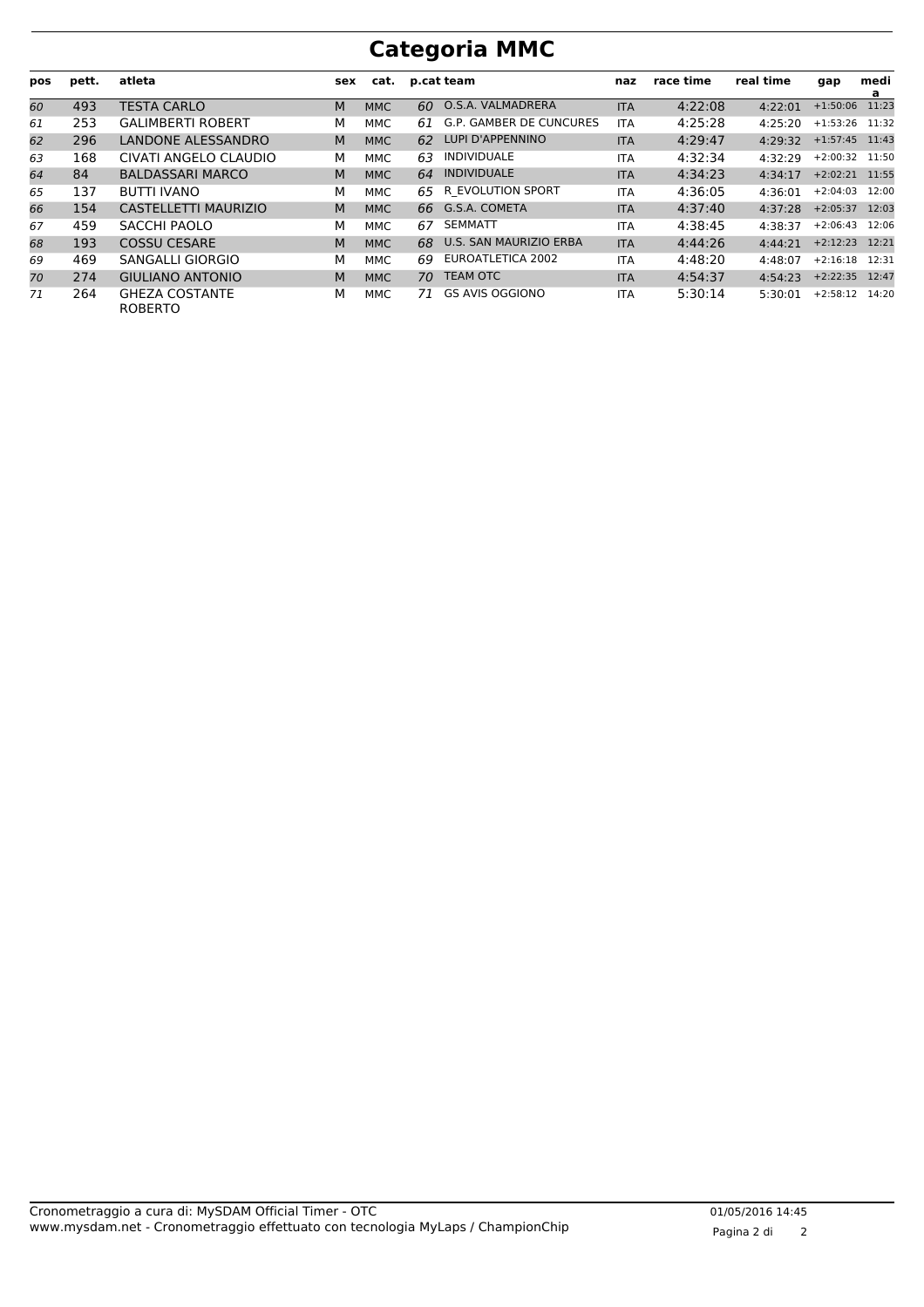# Categoria MMC

| pos | pett. | atleta | sex | cat. | p.cat | team | naz | race time | real time | gap | media |
|---|---|---|---|---|---|---|---|---|---|---|---|
| 60 | 493 | TESTA CARLO | M | MMC | 60 | O.S.A. VALMADRERA | ITA | 4:22:08 | 4:22:01 | +1:50:06 | 11:23 |
| 61 | 253 | GALIMBERTI ROBERT | M | MMC | 61 | G.P. GAMBER DE CUNCURES | ITA | 4:25:28 | 4:25:20 | +1:53:26 | 11:32 |
| 62 | 296 | LANDONE ALESSANDRO | M | MMC | 62 | LUPI D'APPENNINO | ITA | 4:29:47 | 4:29:32 | +1:57:45 | 11:43 |
| 63 | 168 | CIVATI ANGELO CLAUDIO | M | MMC | 63 | INDIVIDUALE | ITA | 4:32:34 | 4:32:29 | +2:00:32 | 11:50 |
| 64 | 84 | BALDASSARI MARCO | M | MMC | 64 | INDIVIDUALE | ITA | 4:34:23 | 4:34:17 | +2:02:21 | 11:55 |
| 65 | 137 | BUTTI IVANO | M | MMC | 65 | R_EVOLUTION SPORT | ITA | 4:36:05 | 4:36:01 | +2:04:03 | 12:00 |
| 66 | 154 | CASTELLETTI MAURIZIO | M | MMC | 66 | G.S.A. COMETA | ITA | 4:37:40 | 4:37:28 | +2:05:37 | 12:03 |
| 67 | 459 | SACCHI PAOLO | M | MMC | 67 | SEMMATT | ITA | 4:38:45 | 4:38:37 | +2:06:43 | 12:06 |
| 68 | 193 | COSSU CESARE | M | MMC | 68 | U.S. SAN MAURIZIO ERBA | ITA | 4:44:26 | 4:44:21 | +2:12:23 | 12:21 |
| 69 | 469 | SANGALLI GIORGIO | M | MMC | 69 | EUROATLETICA 2002 | ITA | 4:48:20 | 4:48:07 | +2:16:18 | 12:31 |
| 70 | 274 | GIULIANO ANTONIO | M | MMC | 70 | TEAM OTC | ITA | 4:54:37 | 4:54:23 | +2:22:35 | 12:47 |
| 71 | 264 | GHEZA COSTANTE ROBERTO | M | MMC | 71 | GS AVIS OGGIONO | ITA | 5:30:14 | 5:30:01 | +2:58:12 | 14:20 |

Cronometraggio a cura di: MySDAM Official Timer - OTC
www.mysdam.net - Cronometraggio effettuato con tecnologia MyLaps / ChampionChip

01/05/2016 14:45